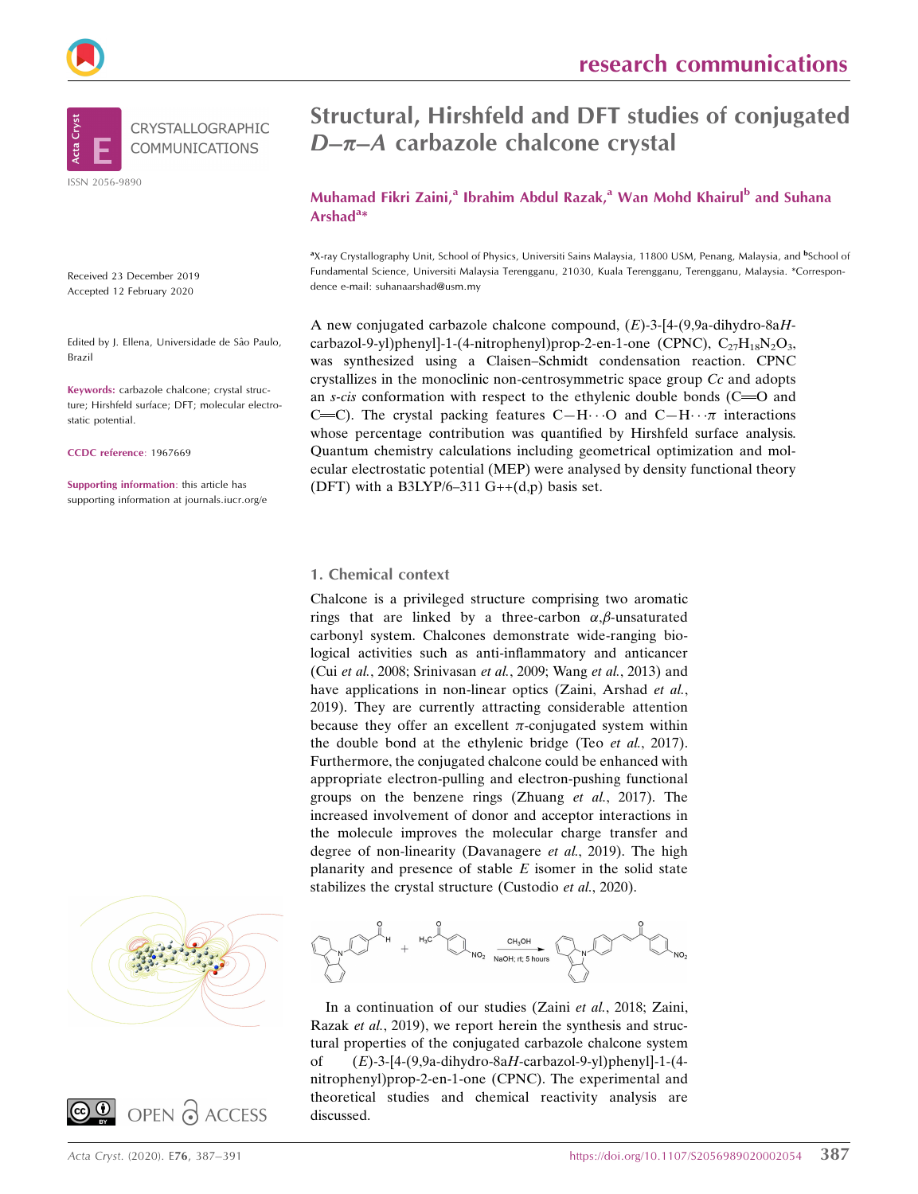research communications

CRYSTALLOGRAPHIC COMMUNICATIONS

ISSN 2056-9890

# Structural, Hirshfeld and DFT studies of conjugated *D–π–A* carbazole chalcone crystal

**Muhamad Fikri Zaini,[a] Ibrahim Abdul Razak,[a] Wan Mohd Khairul[b] and Suhana Arshad[a]***

[a]X-ray Crystallography Unit, School of Physics, Universiti Sains Malaysia, 11800 USM, Penang, Malaysia, and [b]School of Fundamental Science, Universiti Malaysia Terengganu, 21030, Kuala Terengganu, Terengganu, Malaysia. *Correspondence e-mail: suhanaarshad@usm.my

Received 23 December 2019
Accepted 12 February 2020

Edited by J. Ellena, Universidade de São Paulo, Brazil

**Keywords:** carbazole chalcone; crystal structure; Hirshfeld surface; DFT; molecular electrostatic potential.

**CCDC reference**: 1967669

**Supporting information**: this article has supporting information at journals.iucr.org/e

A new conjugated carbazole chalcone compound, (*E*)-3-[4-(9,9a-dihydro-8a*H*-carbazol-9-yl)phenyl]-1-(4-nitrophenyl)prop-2-en-1-one (CPNC), $C_{27}H_{18}N_2O_3$, was synthesized using a Claisen–Schmidt condensation reaction. CPNC crystallizes in the monoclinic non-centrosymmetric space group *Cc* and adopts an *s-cis* conformation with respect to the ethylenic double bonds (C=O and C=C). The crystal packing features C—H⋯O and C—H⋯π interactions whose percentage contribution was quantified by Hirshfeld surface analysis. Quantum chemistry calculations including geometrical optimization and molecular electrostatic potential (MEP) were analysed by density functional theory (DFT) with a B3LYP/6–311 G++(d,p) basis set.

## 1. Chemical context

Chalcone is a privileged structure comprising two aromatic rings that are linked by a three-carbon α,β-unsaturated carbonyl system. Chalcones demonstrate wide-ranging biological activities such as anti-inflammatory and anticancer (Cui *et al.*, 2008; Srinivasan *et al.*, 2009; Wang *et al.*, 2013) and have applications in non-linear optics (Zaini, Arshad *et al.*, 2019). They are currently attracting considerable attention because they offer an excellent π-conjugated system within the double bond at the ethylenic bridge (Teo *et al.*, 2017). Furthermore, the conjugated chalcone could be enhanced with appropriate electron-pulling and electron-pushing functional groups on the benzene rings (Zhuang *et al.*, 2017). The increased involvement of donor and acceptor interactions in the molecule improves the molecular charge transfer and degree of non-linearity (Davanagere *et al.*, 2019). The high planarity and presence of stable *E* isomer in the solid state stabilizes the crystal structure (Custodio *et al.*, 2020).

$CH_3OH$ ; NaOH; rt; 5 hours

In a continuation of our studies (Zaini *et al.*, 2018; Zaini, Razak *et al.*, 2019), we report herein the synthesis and structural properties of the conjugated carbazole chalcone system of (*E*)-3-[4-(9,9a-dihydro-8a*H*-carbazol-9-yl)phenyl]-1-(4-nitrophenyl)prop-2-en-1-one (CPNC). The experimental and theoretical studies and chemical reactivity analysis are discussed.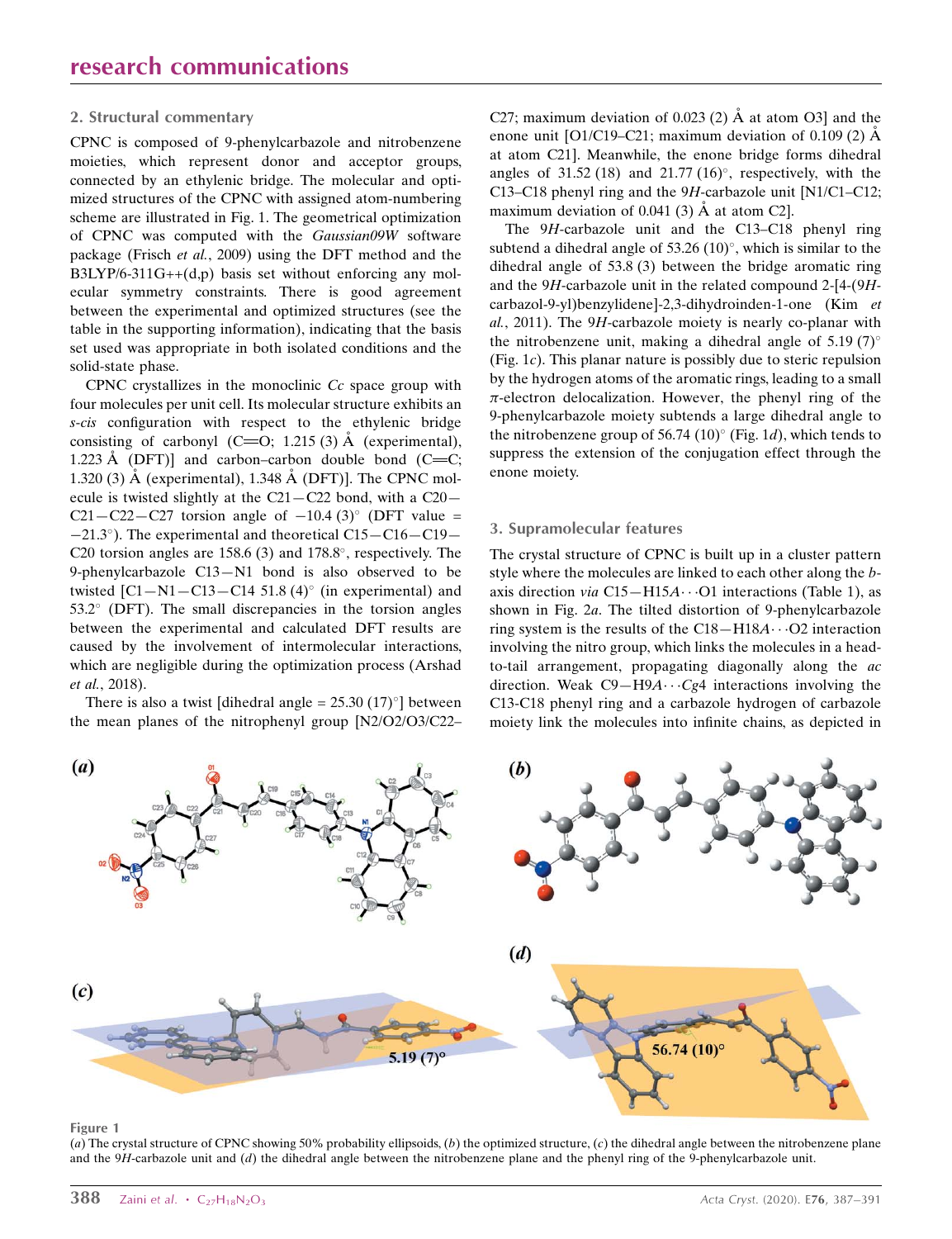## 2. Structural commentary

CPNC is composed of 9-phenylcarbazole and nitrobenzene moieties, which represent donor and acceptor groups, connected by an ethylenic bridge. The molecular and optimized structures of the CPNC with assigned atom-numbering scheme are illustrated in Fig. 1. The geometrical optimization of CPNC was computed with the *Gaussian09W* software package (Frisch *et al.*, 2009) using the DFT method and the B3LYP/6-311G++(d,p) basis set without enforcing any molecular symmetry constraints. There is good agreement between the experimental and optimized structures (see the table in the supporting information), indicating that the basis set used was appropriate in both isolated conditions and the solid-state phase.

CPNC crystallizes in the monoclinic *Cc* space group with four molecules per unit cell. Its molecular structure exhibits an *s-cis* configuration with respect to the ethylenic bridge consisting of carbonyl (C=O; 1.215 (3) Å (experimental), 1.223 Å (DFT)] and carbon–carbon double bond (C=C; 1.320 (3) Å (experimental), 1.348 Å (DFT)]. The CPNC molecule is twisted slightly at the C21—C22 bond, with a C20—C21—C22—C27 torsion angle of −10.4 (3)° (DFT value = −21.3°). The experimental and theoretical C15—C16—C19—C20 torsion angles are 158.6 (3) and 178.8°, respectively. The 9-phenylcarbazole C13—N1 bond is also observed to be twisted [C1—N1—C13—C14 51.8 (4)° (in experimental) and 53.2° (DFT). The small discrepancies in the torsion angles between the experimental and calculated DFT results are caused by the involvement of intermolecular interactions, which are negligible during the optimization process (Arshad *et al.*, 2018).

There is also a twist [dihedral angle = 25.30 (17)°] between the mean planes of the nitrophenyl group [N2/O2/O3/C22–C27; maximum deviation of 0.023 (2) Å at atom O3] and the enone unit [O1/C19–C21; maximum deviation of 0.109 (2) Å at atom C21]. Meanwhile, the enone bridge forms dihedral angles of 31.52 (18) and 21.77 (16)°, respectively, with the C13–C18 phenyl ring and the 9*H*-carbazole unit [N1/C1–C12; maximum deviation of 0.041 (3) Å at atom C2].

The 9*H*-carbazole unit and the C13–C18 phenyl ring subtend a dihedral angle of 53.26 (10)°, which is similar to the dihedral angle of 53.8 (3) between the bridge aromatic ring and the 9*H*-carbazole unit in the related compound 2-[4-(9*H*-carbazol-9-yl)benzylidene]-2,3-dihydroinden-1-one (Kim *et al.*, 2011). The 9*H*-carbazole moiety is nearly co-planar with the nitrobenzene unit, making a dihedral angle of 5.19 (7)° (Fig. 1*c*). This planar nature is possibly due to steric repulsion by the hydrogen atoms of the aromatic rings, leading to a small π-electron delocalization. However, the phenyl ring of the 9-phenylcarbazole moiety subtends a large dihedral angle to the nitrobenzene group of 56.74 (10)° (Fig. 1*d*), which tends to suppress the extension of the conjugation effect through the enone moiety.

## 3. Supramolecular features

The crystal structure of CPNC is built up in a cluster pattern style where the molecules are linked to each other along the *b*-axis direction *via* C15—H15*A*···O1 interactions (Table 1), as shown in Fig. 2*a*. The tilted distortion of 9-phenylcarbazole ring system is the results of the C18—H18*A*···O2 interaction involving the nitro group, which links the molecules in a head-to-tail arrangement, propagating diagonally along the *ac* direction. Weak C9—H9*A*···*Cg*4 interactions involving the C13-C18 phenyl ring and a carbazole hydrogen of carbazole moiety link the molecules into infinite chains, as depicted in

**Figure 1**
(*a*) The crystal structure of CPNC showing 50% probability ellipsoids, (*b*) the optimized structure, (*c*) the dihedral angle between the nitrobenzene plane and the 9*H*-carbazole unit and (*d*) the dihedral angle between the nitrobenzene plane and the phenyl ring of the 9-phenylcarbazole unit.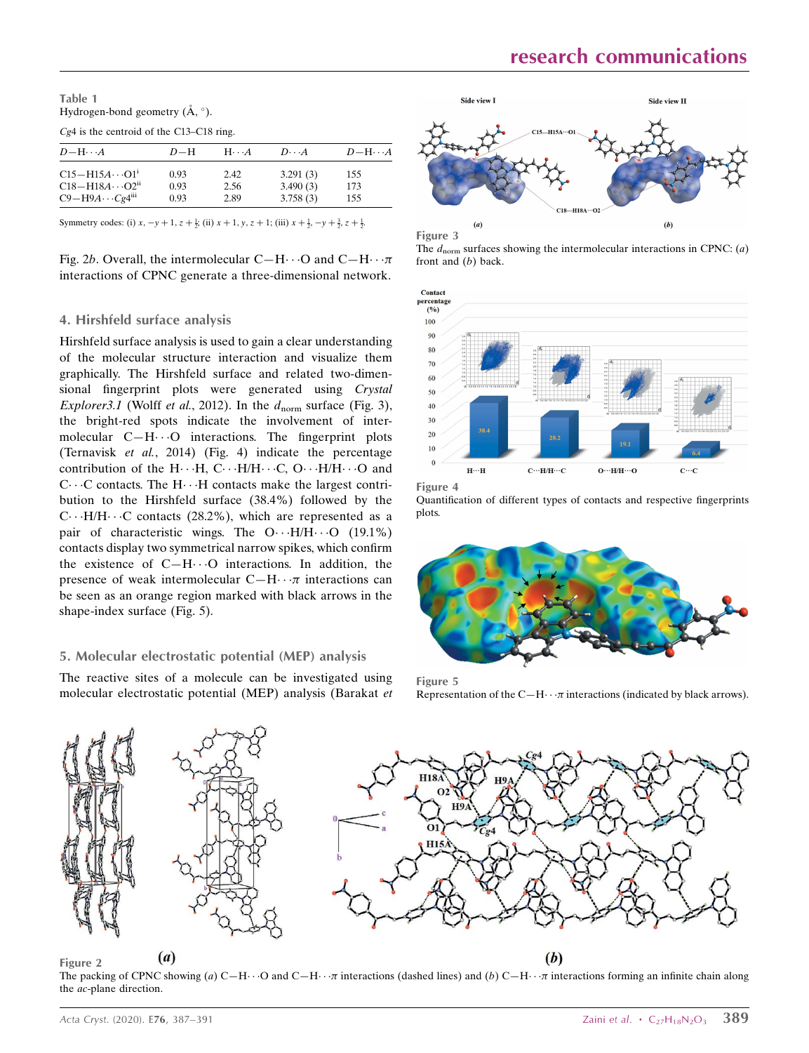**Table 1**
Hydrogen-bond geometry (Å, °).

*Cg*4 is the centroid of the C13–C18 ring.

| *D*—H⋯*A* | *D*—H | H⋯*A* | *D*⋯*A* | *D*—H⋯*A* |
|---|---|---|---|---|
| C15—H15*A*⋯O1[i] | 0.93 | 2.42 | 3.291 (3) | 155 |
| C18—H18*A*⋯O2[ii] | 0.93 | 2.56 | 3.490 (3) | 173 |
| C9—H9*A*⋯*Cg*4[iii] | 0.93 | 2.89 | 3.758 (3) | 155 |

Symmetry codes: (i) $x, -y+1, z+\frac{1}{2}$; (ii) $x+1, y, z+1$; (iii) $x+\frac{1}{2}, -y+\frac{3}{2}, z+\frac{1}{2}$.

Fig. 2*b*. Overall, the intermolecular C—H⋯O and C—H⋯π interactions of CPNC generate a three-dimensional network.

## 4. Hirshfeld surface analysis

Hirshfeld surface analysis is used to gain a clear understanding of the molecular structure interaction and visualize them graphically. The Hirshfeld surface and related two-dimensional fingerprint plots were generated using *Crystal Explorer3.1* (Wolff *et al.*, 2012). In the $d_{\rm norm}$ surface (Fig. 3), the bright-red spots indicate the involvement of intermolecular C—H⋯O interactions. The fingerprint plots (Ternavisk *et al.*, 2014) (Fig. 4) indicate the percentage contribution of the H⋯H, C⋯H/H⋯C, O⋯H/H⋯O and C⋯C contacts. The H⋯H contacts make the largest contribution to the Hirshfeld surface (38.4%) followed by the C⋯H/H⋯C contacts (28.2%), which are represented as a pair of characteristic wings. The O⋯H/H⋯O (19.1%) contacts display two symmetrical narrow spikes, which confirm the existence of C—H⋯O interactions. In addition, the presence of weak intermolecular C—H⋯π interactions can be seen as an orange region marked with black arrows in the shape-index surface (Fig. 5).

## 5. Molecular electrostatic potential (MEP) analysis

The reactive sites of a molecule can be investigated using molecular electrostatic potential (MEP) analysis (Barakat *et*

**Figure 3**
The $d_{\rm norm}$ surfaces showing the intermolecular interactions in CPNC: (*a*) front and (*b*) back.

**Figure 4**
Quantification of different types of contacts and respective fingerprints plots.

**Figure 5**
Representation of the C—H⋯π interactions (indicated by black arrows).

**Figure 2**
The packing of CPNC showing (*a*) C—H⋯O and C—H⋯π interactions (dashed lines) and (*b*) C—H⋯π interactions forming an infinite chain along the *ac*-plane direction.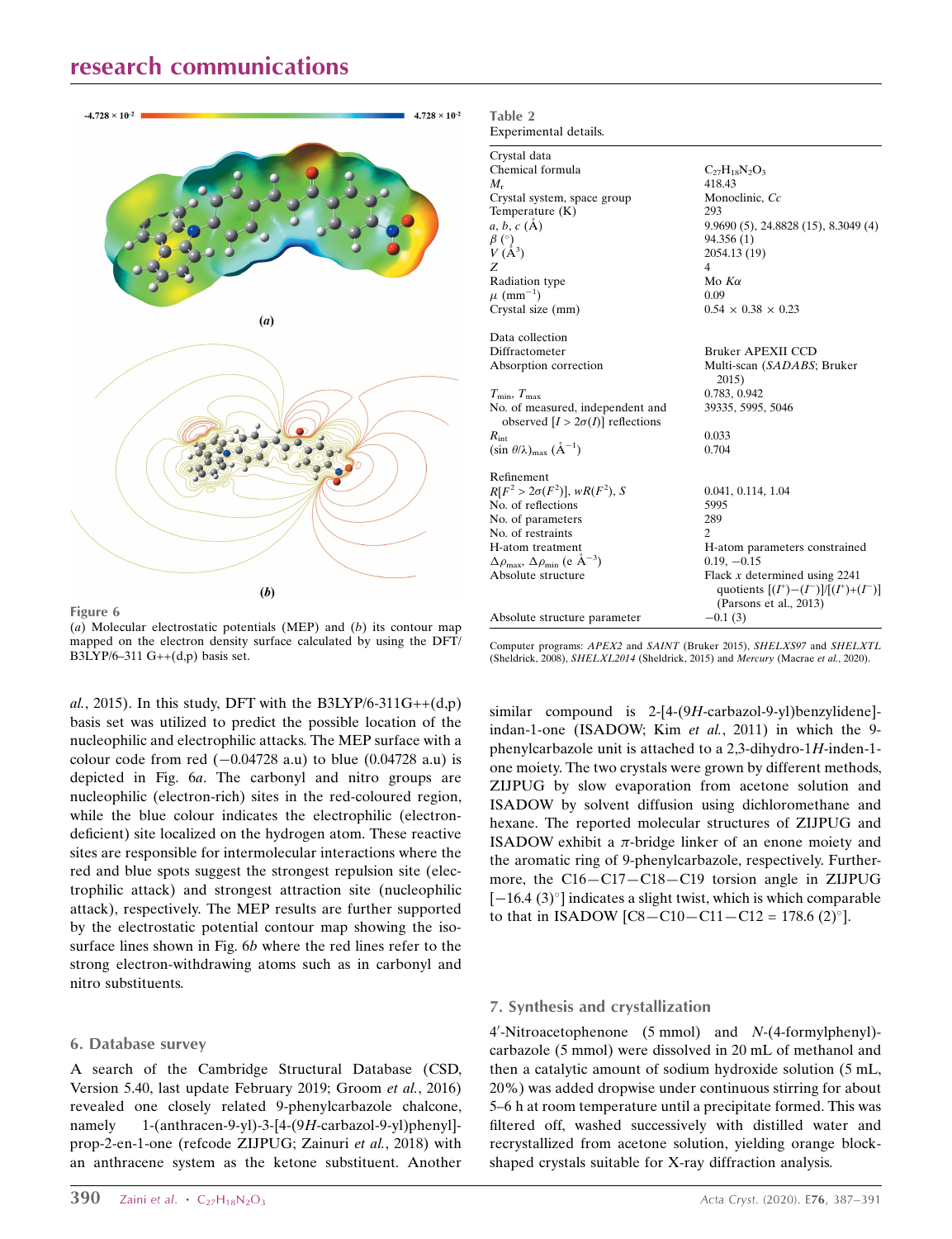Figure 6

(*a*) Molecular electrostatic potentials (MEP) and (*b*) its contour map mapped on the electron density surface calculated by using the DFT/B3LYP/6–311 G++(d,p) basis set.

*al.*, 2015). In this study, DFT with the B3LYP/6-311G++(d,p) basis set was utilized to predict the possible location of the nucleophilic and electrophilic attacks. The MEP surface with a colour code from red (−0.04728 a.u) to blue (0.04728 a.u) is depicted in Fig. 6*a*. The carbonyl and nitro groups are nucleophilic (electron-rich) sites in the red-coloured region, while the blue colour indicates the electrophilic (electron-deficient) site localized on the hydrogen atom. These reactive sites are responsible for intermolecular interactions where the red and blue spots suggest the strongest repulsion site (electrophilic attack) and strongest attraction site (nucleophilic attack), respectively. The MEP results are further supported by the electrostatic potential contour map showing the isosurface lines shown in Fig. 6*b* where the red lines refer to the strong electron-withdrawing atoms such as in carbonyl and nitro substituents.

## 6. Database survey

A search of the Cambridge Structural Database (CSD, Version 5.40, last update February 2019; Groom *et al.*, 2016) revealed one closely related 9-phenylcarbazole chalcone, namely 1-(anthracen-9-yl)-3-[4-(9*H*-carbazol-9-yl)phenyl]-prop-2-en-1-one (refcode ZIJPUG; Zainuri *et al.*, 2018) with an anthracene system as the ketone substituent. Another similar compound is 2-[4-(9*H*-carbazol-9-yl)benzylidene]-indan-1-one (ISADOW; Kim *et al.*, 2011) in which the 9-phenylcarbazole unit is attached to a 2,3-dihydro-1*H*-inden-1-one moiety. The two crystals were grown by different methods, ZIJPUG by slow evaporation from acetone solution and ISADOW by solvent diffusion using dichloromethane and hexane. The reported molecular structures of ZIJPUG and ISADOW exhibit a π-bridge linker of an enone moiety and the aromatic ring of 9-phenylcarbazole, respectively. Furthermore, the C16—C17—C18—C19 torsion angle in ZIJPUG [−16.4 (3)°] indicates a slight twist, which is which comparable to that in ISADOW [C8—C10—C11—C12 = 178.6 (2)°].

## 7. Synthesis and crystallization

4′-Nitroacetophenone (5 mmol) and *N*-(4-formylphenyl)-carbazole (5 mmol) were dissolved in 20 mL of methanol and then a catalytic amount of sodium hydroxide solution (5 mL, 20%) was added dropwise under continuous stirring for about 5–6 h at room temperature until a precipitate formed. This was filtered off, washed successively with distilled water and recrystallized from acetone solution, yielding orange block-shaped crystals suitable for X-ray diffraction analysis.

Table 2
Experimental details.

| | |
|---|---|
| **Crystal data** | |
| Chemical formula | $C_{27}H_{18}N_2O_3$ |
| $M_r$ | 418.43 |
| Crystal system, space group | Monoclinic, *Cc* |
| Temperature (K) | 293 |
| *a*, *b*, *c* (Å) | 9.9690 (5), 24.8828 (15), 8.3049 (4) |
| β (°) | 94.356 (1) |
| *V* (Å$^3$) | 2054.13 (19) |
| *Z* | 4 |
| Radiation type | Mo *K*α |
| μ (mm$^{-1}$) | 0.09 |
| Crystal size (mm) | 0.54 × 0.38 × 0.23 |
| **Data collection** | |
| Diffractometer | Bruker APEXII CCD |
| Absorption correction | Multi-scan (*SADABS*; Bruker 2015) |
| $T_{min}$, $T_{max}$ | 0.783, 0.942 |
| No. of measured, independent and observed [$I > 2\sigma(I)$] reflections | 39335, 5995, 5046 |
| $R_{int}$ | 0.033 |
| $(\sin \theta/\lambda)_{max}$ (Å$^{-1}$) | 0.704 |
| **Refinement** | |
| $R[F^2 > 2\sigma(F^2)]$, $wR(F^2)$, *S* | 0.041, 0.114, 1.04 |
| No. of reflections | 5995 |
| No. of parameters | 289 |
| No. of restraints | 2 |
| H-atom treatment | H-atom parameters constrained |
| $\Delta\rho_{max}$, $\Delta\rho_{min}$ (e Å$^{-3}$) | 0.19, −0.15 |
| Absolute structure | Flack *x* determined using 2241 quotients $[(I^+)-(I^-)]/[(I^+)+(I^-)]$ (Parsons et al., 2013) |
| Absolute structure parameter | −0.1 (3) |

Computer programs: *APEX2* and *SAINT* (Bruker 2015), *SHELXS97* and *SHELXTL* (Sheldrick, 2008), *SHELXL2014* (Sheldrick, 2015) and *Mercury* (Macrae *et al.*, 2020).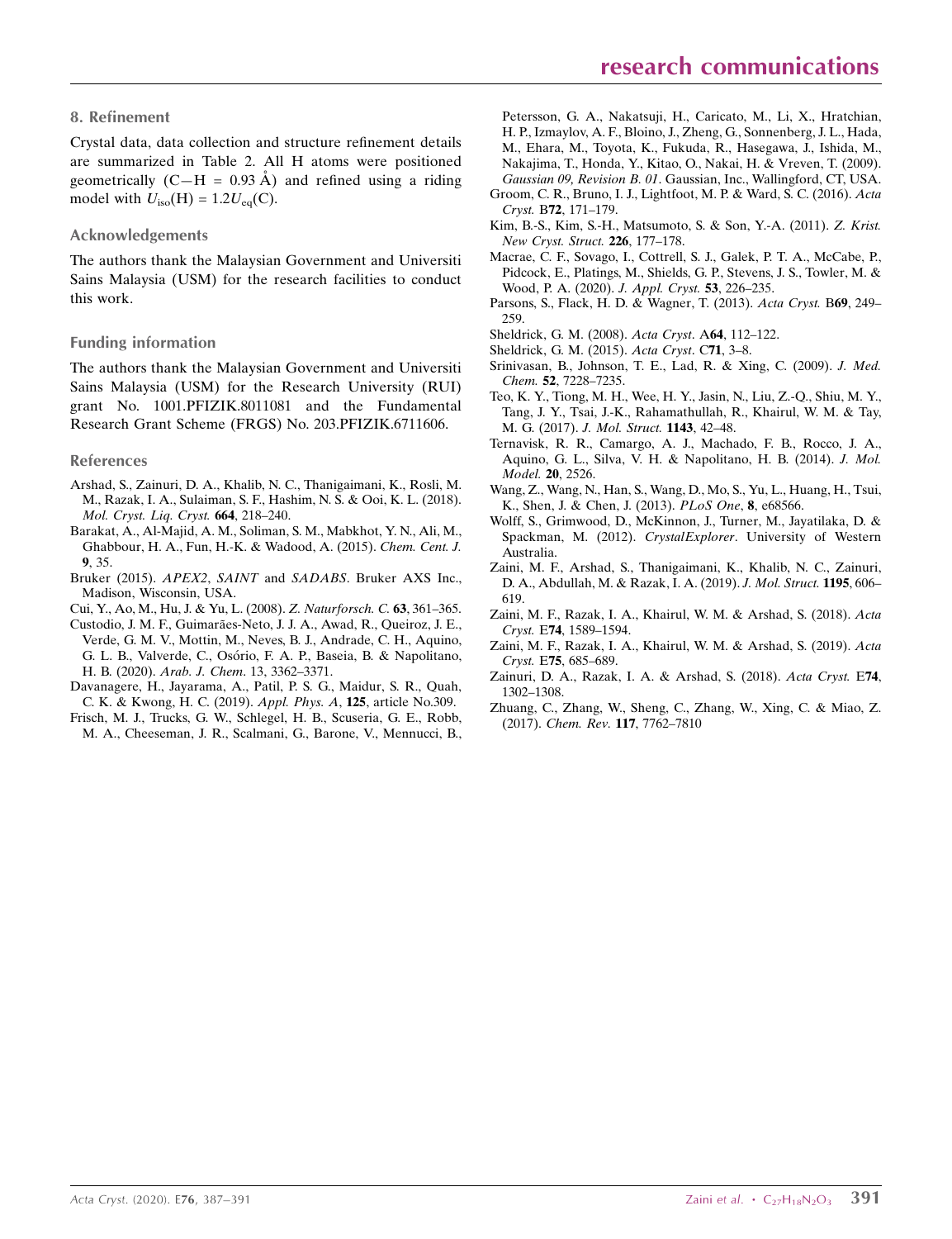## 8. Refinement

Crystal data, data collection and structure refinement details are summarized in Table 2. All H atoms were positioned geometrically (C—H = 0.93 Å) and refined using a riding model with $U_{iso}(H) = 1.2U_{eq}(C)$.

### Acknowledgements

The authors thank the Malaysian Government and Universiti Sains Malaysia (USM) for the research facilities to conduct this work.

### Funding information

The authors thank the Malaysian Government and Universiti Sains Malaysia (USM) for the Research University (RUI) grant No. 1001.PFIZIK.8011081 and the Fundamental Research Grant Scheme (FRGS) No. 203.PFIZIK.6711606.

### References

Arshad, S., Zainuri, D. A., Khalib, N. C., Thanigaimani, K., Rosli, M. M., Razak, I. A., Sulaiman, S. F., Hashim, N. S. & Ooi, K. L. (2018). *Mol. Cryst. Liq. Cryst.* **664**, 218–240.

Barakat, A., Al-Majid, A. M., Soliman, S. M., Mabkhot, Y. N., Ali, M., Ghabbour, H. A., Fun, H.-K. & Wadood, A. (2015). *Chem. Cent. J.* **9**, 35.

Bruker (2015). *APEX2*, *SAINT* and *SADABS*. Bruker AXS Inc., Madison, Wisconsin, USA.

Cui, Y., Ao, M., Hu, J. & Yu, L. (2008). *Z. Naturforsch. C.* **63**, 361–365.

Custodio, J. M. F., Guimarães-Neto, J. J. A., Awad, R., Queiroz, J. E., Verde, G. M. V., Mottin, M., Neves, B. J., Andrade, C. H., Aquino, G. L. B., Valverde, C., Osório, F. A. P., Baseia, B. & Napolitano, H. B. (2020). *Arab. J. Chem*. 13, 3362–3371.

Davanagere, H., Jayarama, A., Patil, P. S. G., Maidur, S. R., Quah, C. K. & Kwong, H. C. (2019). *Appl. Phys. A*, **125**, article No.309.

Frisch, M. J., Trucks, G. W., Schlegel, H. B., Scuseria, G. E., Robb, M. A., Cheeseman, J. R., Scalmani, G., Barone, V., Mennucci, B., Petersson, G. A., Nakatsuji, H., Caricato, M., Li, X., Hratchian, H. P., Izmaylov, A. F., Bloino, J., Zheng, G., Sonnenberg, J. L., Hada, M., Ehara, M., Toyota, K., Fukuda, R., Hasegawa, J., Ishida, M., Nakajima, T., Honda, Y., Kitao, O., Nakai, H. & Vreven, T. (2009). *Gaussian 09, Revision B. 01*. Gaussian, Inc., Wallingford, CT, USA.

Groom, C. R., Bruno, I. J., Lightfoot, M. P. & Ward, S. C. (2016). *Acta Cryst.* B**72**, 171–179.

Kim, B.-S., Kim, S.-H., Matsumoto, S. & Son, Y.-A. (2011). *Z. Krist. New Cryst. Struct.* **226**, 177–178.

Macrae, C. F., Sovago, I., Cottrell, S. J., Galek, P. T. A., McCabe, P., Pidcock, E., Platings, M., Shields, G. P., Stevens, J. S., Towler, M. & Wood, P. A. (2020). *J. Appl. Cryst.* **53**, 226–235.

Parsons, S., Flack, H. D. & Wagner, T. (2013). *Acta Cryst.* B**69**, 249–259.

Sheldrick, G. M. (2008). *Acta Cryst*. A**64**, 112–122.

Sheldrick, G. M. (2015). *Acta Cryst*. C**71**, 3–8.

Srinivasan, B., Johnson, T. E., Lad, R. & Xing, C. (2009). *J. Med. Chem.* **52**, 7228–7235.

Teo, K. Y., Tiong, M. H., Wee, H. Y., Jasin, N., Liu, Z.-Q., Shiu, M. Y., Tang, J. Y., Tsai, J.-K., Rahamathullah, R., Khairul, W. M. & Tay, M. G. (2017). *J. Mol. Struct.* **1143**, 42–48.

Ternavisk, R. R., Camargo, A. J., Machado, F. B., Rocco, J. A., Aquino, G. L., Silva, V. H. & Napolitano, H. B. (2014). *J. Mol. Model.* **20**, 2526.

Wang, Z., Wang, N., Han, S., Wang, D., Mo, S., Yu, L., Huang, H., Tsui, K., Shen, J. & Chen, J. (2013). *PLoS One*, **8**, e68566.

Wolff, S., Grimwood, D., McKinnon, J., Turner, M., Jayatilaka, D. & Spackman, M. (2012). *CrystalExplorer*. University of Western Australia.

Zaini, M. F., Arshad, S., Thanigaimani, K., Khalib, N. C., Zainuri, D. A., Abdullah, M. & Razak, I. A. (2019). *J. Mol. Struct.* **1195**, 606–619.

Zaini, M. F., Razak, I. A., Khairul, W. M. & Arshad, S. (2018). *Acta Cryst.* E**74**, 1589–1594.

Zaini, M. F., Razak, I. A., Khairul, W. M. & Arshad, S. (2019). *Acta Cryst.* E**75**, 685–689.

Zainuri, D. A., Razak, I. A. & Arshad, S. (2018). *Acta Cryst.* E**74**, 1302–1308.

Zhuang, C., Zhang, W., Sheng, C., Zhang, W., Xing, C. & Miao, Z. (2017). *Chem. Rev.* **117**, 7762–7810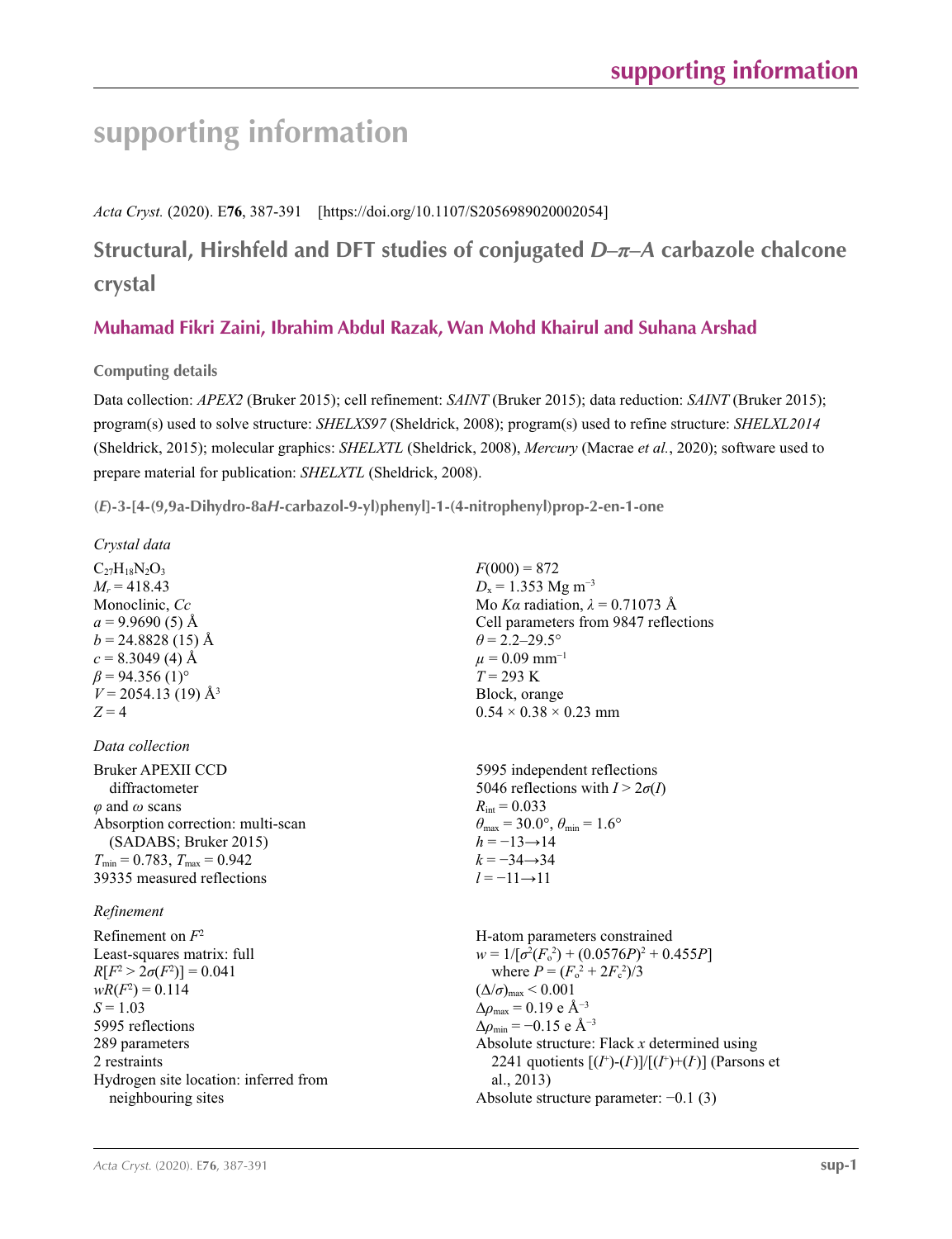# supporting information

*Acta Cryst.* (2020). E**76**, 387-391    [https://doi.org/10.1107/S2056989020002054]

## Structural, Hirshfeld and DFT studies of conjugated *D*–*π*–*A* carbazole chalcone crystal

**Muhamad Fikri Zaini, Ibrahim Abdul Razak, Wan Mohd Khairul and Suhana Arshad**

### Computing details

Data collection: *APEX2* (Bruker 2015); cell refinement: *SAINT* (Bruker 2015); data reduction: *SAINT* (Bruker 2015); program(s) used to solve structure: *SHELXS97* (Sheldrick, 2008); program(s) used to refine structure: *SHELXL2014* (Sheldrick, 2015); molecular graphics: *SHELXTL* (Sheldrick, 2008), *Mercury* (Macrae *et al.*, 2020); software used to prepare material for publication: *SHELXTL* (Sheldrick, 2008).

**(*E*)-3-[4-(9,9a-Dihydro-8a*H*-carbazol-9-yl)phenyl]-1-(4-nitrophenyl)prop-2-en-1-one**

*Crystal data*

$C_{27}H_{18}N_2O_3$
$M_r = 418.43$
Monoclinic, *Cc*
$a = 9.9690$ (5) Å
$b = 24.8828$ (15) Å
$c = 8.3049$ (4) Å
$\beta = 94.356$ (1)°
$V = 2054.13$ (19) Å$^3$
$Z = 4$
$F(000) = 872$
$D_x = 1.353$ Mg m$^{-3}$
Mo $K\alpha$ radiation, $\lambda = 0.71073$ Å
Cell parameters from 9847 reflections
$\theta = 2.2$–29.5°
$\mu = 0.09$ mm$^{-1}$
$T = 293$ K
Block, orange
0.54 × 0.38 × 0.23 mm

*Data collection*

Bruker APEXII CCD diffractometer
$\varphi$ and $\omega$ scans
Absorption correction: multi-scan (SADABS; Bruker 2015)
$T_{min} = 0.783$, $T_{max} = 0.942$
39335 measured reflections
5995 independent reflections
5046 reflections with $I > 2\sigma(I)$
$R_{int} = 0.033$
$\theta_{max} = 30.0°$, $\theta_{min} = 1.6°$
$h = -13 \rightarrow 14$
$k = -34 \rightarrow 34$
$l = -11 \rightarrow 11$

*Refinement*

Refinement on $F^2$
Least-squares matrix: full
$R[F^2 > 2\sigma(F^2)] = 0.041$
$wR(F^2) = 0.114$
$S = 1.03$
5995 reflections
289 parameters
2 restraints
Hydrogen site location: inferred from neighbouring sites
H-atom parameters constrained
$w = 1/[\sigma^2(F_o^2) + (0.0576P)^2 + 0.455P]$
where $P = (F_o^2 + 2F_c^2)/3$
$(\Delta/\sigma)_{max} < 0.001$
$\Delta\rho_{max} = 0.19$ e Å$^{-3}$
$\Delta\rho_{min} = -0.15$ e Å$^{-3}$
Absolute structure: Flack $x$ determined using 2241 quotients $[(I^+)-(I^-)]/[(I^+)+(I^-)]$ (Parsons et al., 2013)
Absolute structure parameter: −0.1 (3)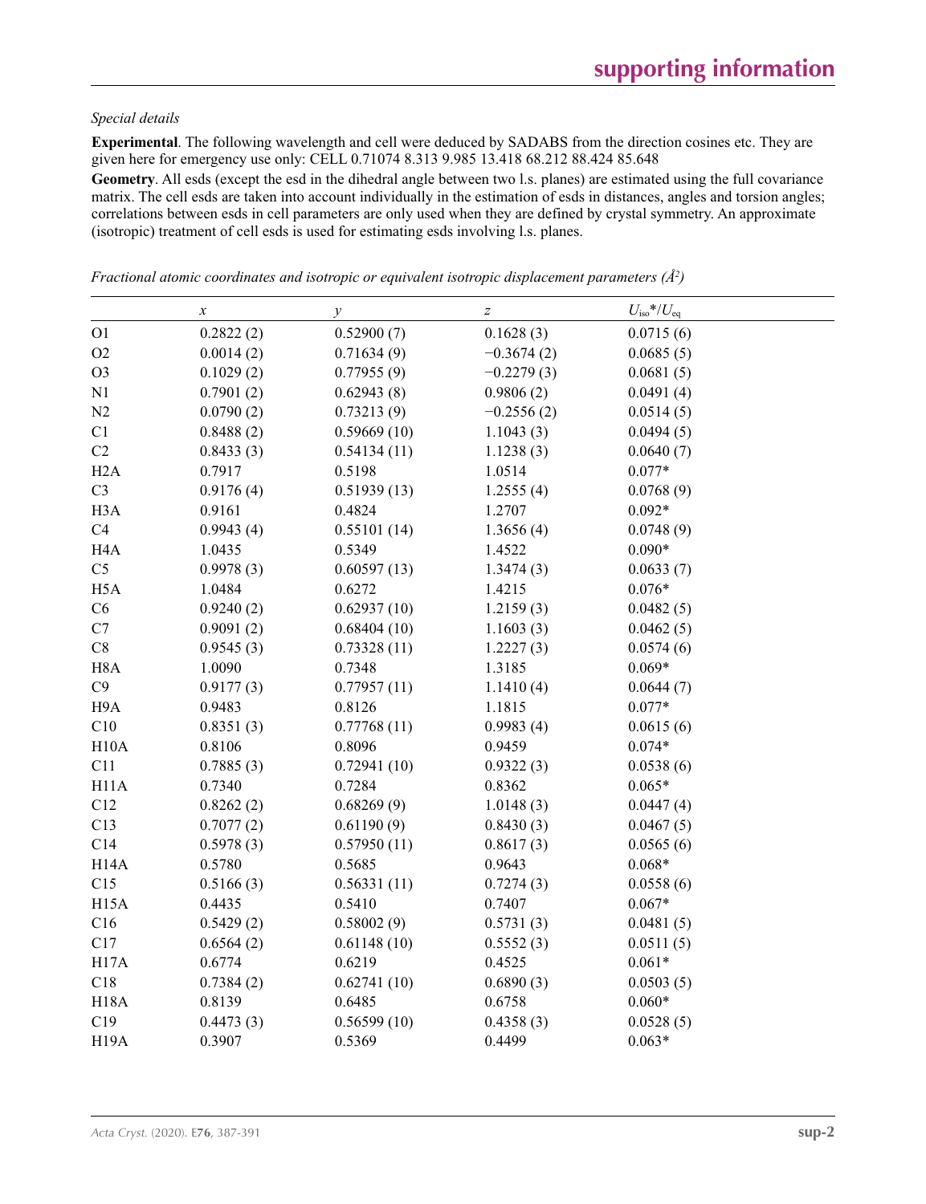*Special details*

**Experimental**. The following wavelength and cell were deduced by SADABS from the direction cosines etc. They are given here for emergency use only: CELL 0.71074 8.313 9.985 13.418 68.212 88.424 85.648

**Geometry**. All esds (except the esd in the dihedral angle between two l.s. planes) are estimated using the full covariance matrix. The cell esds are taken into account individually in the estimation of esds in distances, angles and torsion angles; correlations between esds in cell parameters are only used when they are defined by crystal symmetry. An approximate (isotropic) treatment of cell esds is used for estimating esds involving l.s. planes.

*Fractional atomic coordinates and isotropic or equivalent isotropic displacement parameters ($Å^2$)*

| | $x$ | $y$ | $z$ | $U_{iso}$*/$U_{eq}$ |
|---|---|---|---|---|
| O1 | 0.2822 (2) | 0.52900 (7) | 0.1628 (3) | 0.0715 (6) |
| O2 | 0.0014 (2) | 0.71634 (9) | −0.3674 (2) | 0.0685 (5) |
| O3 | 0.1029 (2) | 0.77955 (9) | −0.2279 (3) | 0.0681 (5) |
| N1 | 0.7901 (2) | 0.62943 (8) | 0.9806 (2) | 0.0491 (4) |
| N2 | 0.0790 (2) | 0.73213 (9) | −0.2556 (2) | 0.0514 (5) |
| C1 | 0.8488 (2) | 0.59669 (10) | 1.1043 (3) | 0.0494 (5) |
| C2 | 0.8433 (3) | 0.54134 (11) | 1.1238 (3) | 0.0640 (7) |
| H2A | 0.7917 | 0.5198 | 1.0514 | 0.077* |
| C3 | 0.9176 (4) | 0.51939 (13) | 1.2555 (4) | 0.0768 (9) |
| H3A | 0.9161 | 0.4824 | 1.2707 | 0.092* |
| C4 | 0.9943 (4) | 0.55101 (14) | 1.3656 (4) | 0.0748 (9) |
| H4A | 1.0435 | 0.5349 | 1.4522 | 0.090* |
| C5 | 0.9978 (3) | 0.60597 (13) | 1.3474 (3) | 0.0633 (7) |
| H5A | 1.0484 | 0.6272 | 1.4215 | 0.076* |
| C6 | 0.9240 (2) | 0.62937 (10) | 1.2159 (3) | 0.0482 (5) |
| C7 | 0.9091 (2) | 0.68404 (10) | 1.1603 (3) | 0.0462 (5) |
| C8 | 0.9545 (3) | 0.73328 (11) | 1.2227 (3) | 0.0574 (6) |
| H8A | 1.0090 | 0.7348 | 1.3185 | 0.069* |
| C9 | 0.9177 (3) | 0.77957 (11) | 1.1410 (4) | 0.0644 (7) |
| H9A | 0.9483 | 0.8126 | 1.1815 | 0.077* |
| C10 | 0.8351 (3) | 0.77768 (11) | 0.9983 (4) | 0.0615 (6) |
| H10A | 0.8106 | 0.8096 | 0.9459 | 0.074* |
| C11 | 0.7885 (3) | 0.72941 (10) | 0.9322 (3) | 0.0538 (6) |
| H11A | 0.7340 | 0.7284 | 0.8362 | 0.065* |
| C12 | 0.8262 (2) | 0.68269 (9) | 1.0148 (3) | 0.0447 (4) |
| C13 | 0.7077 (2) | 0.61190 (9) | 0.8430 (3) | 0.0467 (5) |
| C14 | 0.5978 (3) | 0.57950 (11) | 0.8617 (3) | 0.0565 (6) |
| H14A | 0.5780 | 0.5685 | 0.9643 | 0.068* |
| C15 | 0.5166 (3) | 0.56331 (11) | 0.7274 (3) | 0.0558 (6) |
| H15A | 0.4435 | 0.5410 | 0.7407 | 0.067* |
| C16 | 0.5429 (2) | 0.58002 (9) | 0.5731 (3) | 0.0481 (5) |
| C17 | 0.6564 (2) | 0.61148 (10) | 0.5552 (3) | 0.0511 (5) |
| H17A | 0.6774 | 0.6219 | 0.4525 | 0.061* |
| C18 | 0.7384 (2) | 0.62741 (10) | 0.6890 (3) | 0.0503 (5) |
| H18A | 0.8139 | 0.6485 | 0.6758 | 0.060* |
| C19 | 0.4473 (3) | 0.56599 (10) | 0.4358 (3) | 0.0528 (5) |
| H19A | 0.3907 | 0.5369 | 0.4499 | 0.063* |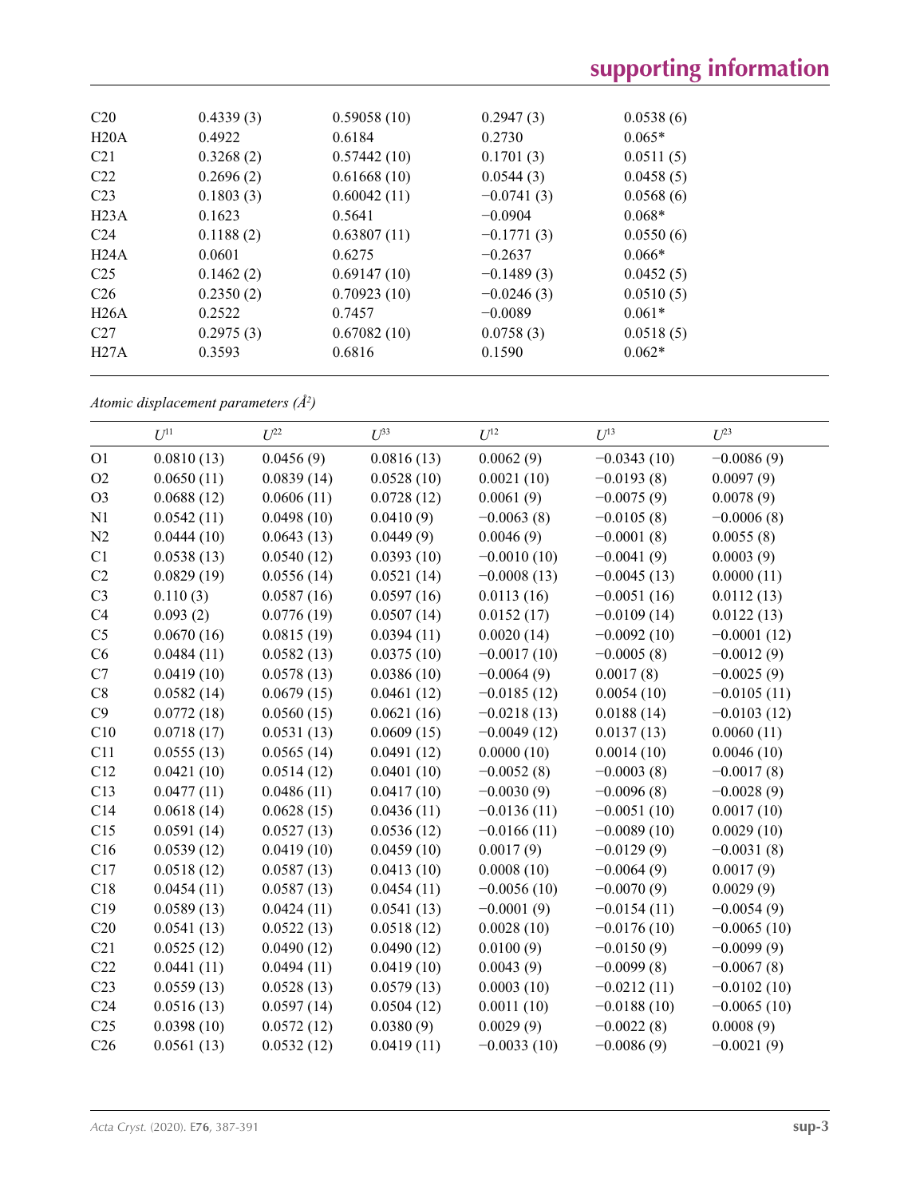| | | | | |
|---|---|---|---|---|
| C20 | 0.4339 (3) | 0.59058 (10) | 0.2947 (3) | 0.0538 (6) |
| H20A | 0.4922 | 0.6184 | 0.2730 | 0.065* |
| C21 | 0.3268 (2) | 0.57442 (10) | 0.1701 (3) | 0.0511 (5) |
| C22 | 0.2696 (2) | 0.61668 (10) | 0.0544 (3) | 0.0458 (5) |
| C23 | 0.1803 (3) | 0.60042 (11) | −0.0741 (3) | 0.0568 (6) |
| H23A | 0.1623 | 0.5641 | −0.0904 | 0.068* |
| C24 | 0.1188 (2) | 0.63807 (11) | −0.1771 (3) | 0.0550 (6) |
| H24A | 0.0601 | 0.6275 | −0.2637 | 0.066* |
| C25 | 0.1462 (2) | 0.69147 (10) | −0.1489 (3) | 0.0452 (5) |
| C26 | 0.2350 (2) | 0.70923 (10) | −0.0246 (3) | 0.0510 (5) |
| H26A | 0.2522 | 0.7457 | −0.0089 | 0.061* |
| C27 | 0.2975 (3) | 0.67082 (10) | 0.0758 (3) | 0.0518 (5) |
| H27A | 0.3593 | 0.6816 | 0.1590 | 0.062* |

*Atomic displacement parameters (Å²)*

| | $U^{11}$ | $U^{22}$ | $U^{33}$ | $U^{12}$ | $U^{13}$ | $U^{23}$ |
|---|---|---|---|---|---|---|
| O1 | 0.0810 (13) | 0.0456 (9) | 0.0816 (13) | 0.0062 (9) | −0.0343 (10) | −0.0086 (9) |
| O2 | 0.0650 (11) | 0.0839 (14) | 0.0528 (10) | 0.0021 (10) | −0.0193 (8) | 0.0097 (9) |
| O3 | 0.0688 (12) | 0.0606 (11) | 0.0728 (12) | 0.0061 (9) | −0.0075 (9) | 0.0078 (9) |
| N1 | 0.0542 (11) | 0.0498 (10) | 0.0410 (9) | −0.0063 (8) | −0.0105 (8) | −0.0006 (8) |
| N2 | 0.0444 (10) | 0.0643 (13) | 0.0449 (9) | 0.0046 (9) | −0.0001 (8) | 0.0055 (8) |
| C1 | 0.0538 (13) | 0.0540 (12) | 0.0393 (10) | −0.0010 (10) | −0.0041 (9) | 0.0003 (9) |
| C2 | 0.0829 (19) | 0.0556 (14) | 0.0521 (14) | −0.0008 (13) | −0.0045 (13) | 0.0000 (11) |
| C3 | 0.110 (3) | 0.0587 (16) | 0.0597 (16) | 0.0113 (16) | −0.0051 (16) | 0.0112 (13) |
| C4 | 0.093 (2) | 0.0776 (19) | 0.0507 (14) | 0.0152 (17) | −0.0109 (14) | 0.0122 (13) |
| C5 | 0.0670 (16) | 0.0815 (19) | 0.0394 (11) | 0.0020 (14) | −0.0092 (10) | −0.0001 (12) |
| C6 | 0.0484 (11) | 0.0582 (13) | 0.0375 (10) | −0.0017 (10) | −0.0005 (8) | −0.0012 (9) |
| C7 | 0.0419 (10) | 0.0578 (13) | 0.0386 (10) | −0.0064 (9) | 0.0017 (8) | −0.0025 (9) |
| C8 | 0.0582 (14) | 0.0679 (15) | 0.0461 (12) | −0.0185 (12) | 0.0054 (10) | −0.0105 (11) |
| C9 | 0.0772 (18) | 0.0560 (15) | 0.0621 (16) | −0.0218 (13) | 0.0188 (14) | −0.0103 (12) |
| C10 | 0.0718 (17) | 0.0531 (13) | 0.0609 (15) | −0.0049 (12) | 0.0137 (13) | 0.0060 (11) |
| C11 | 0.0555 (13) | 0.0565 (14) | 0.0491 (12) | 0.0000 (10) | 0.0014 (10) | 0.0046 (10) |
| C12 | 0.0421 (10) | 0.0514 (12) | 0.0401 (10) | −0.0052 (8) | −0.0003 (8) | −0.0017 (8) |
| C13 | 0.0477 (11) | 0.0486 (11) | 0.0417 (10) | −0.0030 (9) | −0.0096 (8) | −0.0028 (9) |
| C14 | 0.0618 (14) | 0.0628 (15) | 0.0436 (11) | −0.0136 (11) | −0.0051 (10) | 0.0017 (10) |
| C15 | 0.0591 (14) | 0.0527 (13) | 0.0536 (12) | −0.0166 (11) | −0.0089 (10) | 0.0029 (10) |
| C16 | 0.0539 (12) | 0.0419 (10) | 0.0459 (10) | 0.0017 (9) | −0.0129 (9) | −0.0031 (8) |
| C17 | 0.0518 (12) | 0.0587 (13) | 0.0413 (10) | 0.0008 (10) | −0.0064 (9) | 0.0017 (9) |
| C18 | 0.0454 (11) | 0.0587 (13) | 0.0454 (11) | −0.0056 (10) | −0.0070 (9) | 0.0029 (9) |
| C19 | 0.0589 (13) | 0.0424 (11) | 0.0541 (13) | −0.0001 (9) | −0.0154 (11) | −0.0054 (9) |
| C20 | 0.0541 (13) | 0.0522 (13) | 0.0518 (12) | 0.0028 (10) | −0.0176 (10) | −0.0065 (10) |
| C21 | 0.0525 (12) | 0.0490 (12) | 0.0490 (12) | 0.0100 (9) | −0.0150 (9) | −0.0099 (9) |
| C22 | 0.0441 (11) | 0.0494 (11) | 0.0419 (10) | 0.0043 (9) | −0.0099 (8) | −0.0067 (8) |
| C23 | 0.0559 (13) | 0.0528 (13) | 0.0579 (13) | 0.0003 (10) | −0.0212 (11) | −0.0102 (10) |
| C24 | 0.0516 (13) | 0.0597 (14) | 0.0504 (12) | 0.0011 (10) | −0.0188 (10) | −0.0065 (10) |
| C25 | 0.0398 (10) | 0.0572 (12) | 0.0380 (9) | 0.0029 (9) | −0.0022 (8) | 0.0008 (9) |
| C26 | 0.0561 (13) | 0.0532 (12) | 0.0419 (11) | −0.0033 (10) | −0.0086 (9) | −0.0021 (9) |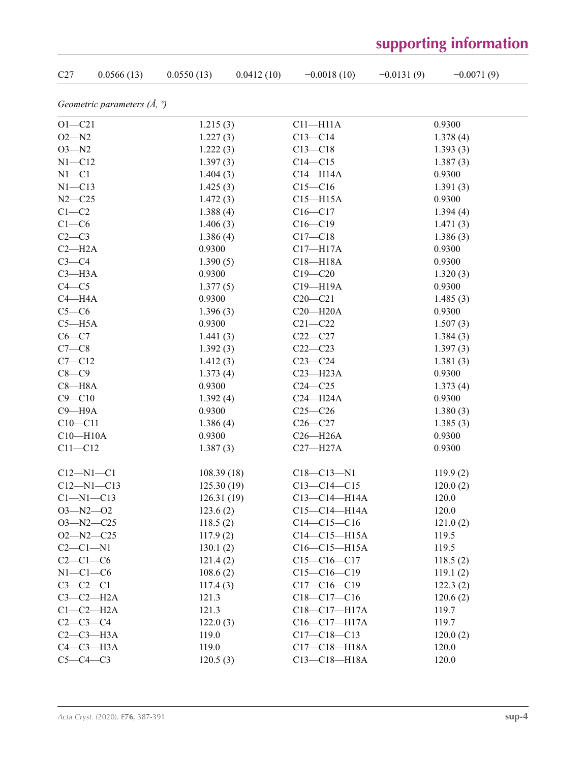| C27 | 0.0566 (13) | 0.0550 (13) | 0.0412 (10) | −0.0018 (10) | −0.0131 (9) | −0.0071 (9) |
|---|---|---|---|---|---|---|

*Geometric parameters (Å, º)*

| | | | |
|---|---|---|---|
| O1—C21 | 1.215 (3) | C11—H11A | 0.9300 |
| O2—N2 | 1.227 (3) | C13—C14 | 1.378 (4) |
| O3—N2 | 1.222 (3) | C13—C18 | 1.393 (3) |
| N1—C12 | 1.397 (3) | C14—C15 | 1.387 (3) |
| N1—C1 | 1.404 (3) | C14—H14A | 0.9300 |
| N1—C13 | 1.425 (3) | C15—C16 | 1.391 (3) |
| N2—C25 | 1.472 (3) | C15—H15A | 0.9300 |
| C1—C2 | 1.388 (4) | C16—C17 | 1.394 (4) |
| C1—C6 | 1.406 (3) | C16—C19 | 1.471 (3) |
| C2—C3 | 1.386 (4) | C17—C18 | 1.386 (3) |
| C2—H2A | 0.9300 | C17—H17A | 0.9300 |
| C3—C4 | 1.390 (5) | C18—H18A | 0.9300 |
| C3—H3A | 0.9300 | C19—C20 | 1.320 (3) |
| C4—C5 | 1.377 (5) | C19—H19A | 0.9300 |
| C4—H4A | 0.9300 | C20—C21 | 1.485 (3) |
| C5—C6 | 1.396 (3) | C20—H20A | 0.9300 |
| C5—H5A | 0.9300 | C21—C22 | 1.507 (3) |
| C6—C7 | 1.441 (3) | C22—C27 | 1.384 (3) |
| C7—C8 | 1.392 (3) | C22—C23 | 1.397 (3) |
| C7—C12 | 1.412 (3) | C23—C24 | 1.381 (3) |
| C8—C9 | 1.373 (4) | C23—H23A | 0.9300 |
| C8—H8A | 0.9300 | C24—C25 | 1.373 (4) |
| C9—C10 | 1.392 (4) | C24—H24A | 0.9300 |
| C9—H9A | 0.9300 | C25—C26 | 1.380 (3) |
| C10—C11 | 1.386 (4) | C26—C27 | 1.385 (3) |
| C10—H10A | 0.9300 | C26—H26A | 0.9300 |
| C11—C12 | 1.387 (3) | C27—H27A | 0.9300 |
| | | | |
| C12—N1—C1 | 108.39 (18) | C18—C13—N1 | 119.9 (2) |
| C12—N1—C13 | 125.30 (19) | C13—C14—C15 | 120.0 (2) |
| C1—N1—C13 | 126.31 (19) | C13—C14—H14A | 120.0 |
| O3—N2—O2 | 123.6 (2) | C15—C14—H14A | 120.0 |
| O3—N2—C25 | 118.5 (2) | C14—C15—C16 | 121.0 (2) |
| O2—N2—C25 | 117.9 (2) | C14—C15—H15A | 119.5 |
| C2—C1—N1 | 130.1 (2) | C16—C15—H15A | 119.5 |
| C2—C1—C6 | 121.4 (2) | C15—C16—C17 | 118.5 (2) |
| N1—C1—C6 | 108.6 (2) | C15—C16—C19 | 119.1 (2) |
| C3—C2—C1 | 117.4 (3) | C17—C16—C19 | 122.3 (2) |
| C3—C2—H2A | 121.3 | C18—C17—C16 | 120.6 (2) |
| C1—C2—H2A | 121.3 | C18—C17—H17A | 119.7 |
| C2—C3—C4 | 122.0 (3) | C16—C17—H17A | 119.7 |
| C2—C3—H3A | 119.0 | C17—C18—C13 | 120.0 (2) |
| C4—C3—H3A | 119.0 | C17—C18—H18A | 120.0 |
| C5—C4—C3 | 120.5 (3) | C13—C18—H18A | 120.0 |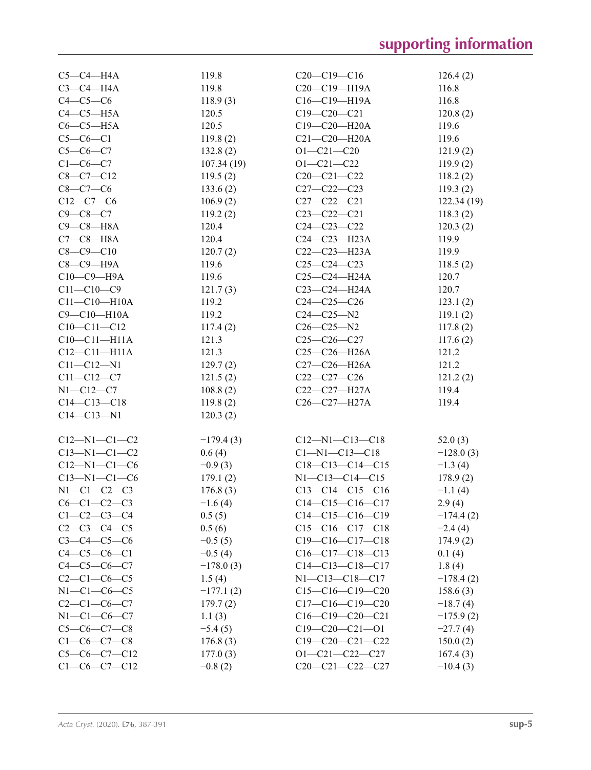| | | | |
|---|---|---|---|
| C5—C4—H4A | 119.8 | C20—C19—C16 | 126.4 (2) |
| C3—C4—H4A | 119.8 | C20—C19—H19A | 116.8 |
| C4—C5—C6 | 118.9 (3) | C16—C19—H19A | 116.8 |
| C4—C5—H5A | 120.5 | C19—C20—C21 | 120.8 (2) |
| C6—C5—H5A | 120.5 | C19—C20—H20A | 119.6 |
| C5—C6—C1 | 119.8 (2) | C21—C20—H20A | 119.6 |
| C5—C6—C7 | 132.8 (2) | O1—C21—C20 | 121.9 (2) |
| C1—C6—C7 | 107.34 (19) | O1—C21—C22 | 119.9 (2) |
| C8—C7—C12 | 119.5 (2) | C20—C21—C22 | 118.2 (2) |
| C8—C7—C6 | 133.6 (2) | C27—C22—C23 | 119.3 (2) |
| C12—C7—C6 | 106.9 (2) | C27—C22—C21 | 122.34 (19) |
| C9—C8—C7 | 119.2 (2) | C23—C22—C21 | 118.3 (2) |
| C9—C8—H8A | 120.4 | C24—C23—C22 | 120.3 (2) |
| C7—C8—H8A | 120.4 | C24—C23—H23A | 119.9 |
| C8—C9—C10 | 120.7 (2) | C22—C23—H23A | 119.9 |
| C8—C9—H9A | 119.6 | C25—C24—C23 | 118.5 (2) |
| C10—C9—H9A | 119.6 | C25—C24—H24A | 120.7 |
| C11—C10—C9 | 121.7 (3) | C23—C24—H24A | 120.7 |
| C11—C10—H10A | 119.2 | C24—C25—C26 | 123.1 (2) |
| C9—C10—H10A | 119.2 | C24—C25—N2 | 119.1 (2) |
| C10—C11—C12 | 117.4 (2) | C26—C25—N2 | 117.8 (2) |
| C10—C11—H11A | 121.3 | C25—C26—C27 | 117.6 (2) |
| C12—C11—H11A | 121.3 | C25—C26—H26A | 121.2 |
| C11—C12—N1 | 129.7 (2) | C27—C26—H26A | 121.2 |
| C11—C12—C7 | 121.5 (2) | C22—C27—C26 | 121.2 (2) |
| N1—C12—C7 | 108.8 (2) | C22—C27—H27A | 119.4 |
| C14—C13—C18 | 119.8 (2) | C26—C27—H27A | 119.4 |
| C14—C13—N1 | 120.3 (2) | | |

| | | | |
|---|---|---|---|
| C12—N1—C1—C2 | −179.4 (3) | C12—N1—C13—C18 | 52.0 (3) |
| C13—N1—C1—C2 | 0.6 (4) | C1—N1—C13—C18 | −128.0 (3) |
| C12—N1—C1—C6 | −0.9 (3) | C18—C13—C14—C15 | −1.3 (4) |
| C13—N1—C1—C6 | 179.1 (2) | N1—C13—C14—C15 | 178.9 (2) |
| N1—C1—C2—C3 | 176.8 (3) | C13—C14—C15—C16 | −1.1 (4) |
| C6—C1—C2—C3 | −1.6 (4) | C14—C15—C16—C17 | 2.9 (4) |
| C1—C2—C3—C4 | 0.5 (5) | C14—C15—C16—C19 | −174.4 (2) |
| C2—C3—C4—C5 | 0.5 (6) | C15—C16—C17—C18 | −2.4 (4) |
| C3—C4—C5—C6 | −0.5 (5) | C19—C16—C17—C18 | 174.9 (2) |
| C4—C5—C6—C1 | −0.5 (4) | C16—C17—C18—C13 | 0.1 (4) |
| C4—C5—C6—C7 | −178.0 (3) | C14—C13—C18—C17 | 1.8 (4) |
| C2—C1—C6—C5 | 1.5 (4) | N1—C13—C18—C17 | −178.4 (2) |
| N1—C1—C6—C5 | −177.1 (2) | C15—C16—C19—C20 | 158.6 (3) |
| C2—C1—C6—C7 | 179.7 (2) | C17—C16—C19—C20 | −18.7 (4) |
| N1—C1—C6—C7 | 1.1 (3) | C16—C19—C20—C21 | −175.9 (2) |
| C5—C6—C7—C8 | −5.4 (5) | C19—C20—C21—O1 | −27.7 (4) |
| C1—C6—C7—C8 | 176.8 (3) | C19—C20—C21—C22 | 150.0 (2) |
| C5—C6—C7—C12 | 177.0 (3) | O1—C21—C22—C27 | 167.4 (3) |
| C1—C6—C7—C12 | −0.8 (2) | C20—C21—C22—C27 | −10.4 (3) |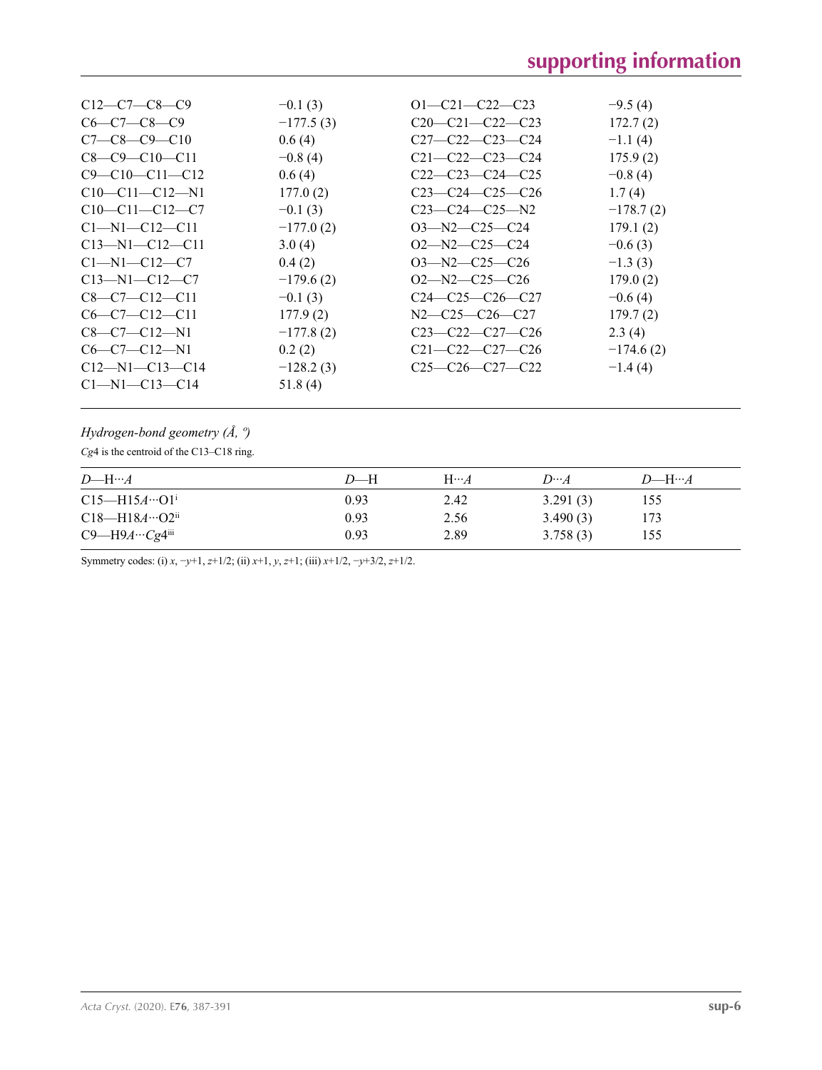| | | | |
|---|---|---|---|
| C12—C7—C8—C9 | −0.1 (3) | O1—C21—C22—C23 | −9.5 (4) |
| C6—C7—C8—C9 | −177.5 (3) | C20—C21—C22—C23 | 172.7 (2) |
| C7—C8—C9—C10 | 0.6 (4) | C27—C22—C23—C24 | −1.1 (4) |
| C8—C9—C10—C11 | −0.8 (4) | C21—C22—C23—C24 | 175.9 (2) |
| C9—C10—C11—C12 | 0.6 (4) | C22—C23—C24—C25 | −0.8 (4) |
| C10—C11—C12—N1 | 177.0 (2) | C23—C24—C25—C26 | 1.7 (4) |
| C10—C11—C12—C7 | −0.1 (3) | C23—C24—C25—N2 | −178.7 (2) |
| C1—N1—C12—C11 | −177.0 (2) | O3—N2—C25—C24 | 179.1 (2) |
| C13—N1—C12—C11 | 3.0 (4) | O2—N2—C25—C24 | −0.6 (3) |
| C1—N1—C12—C7 | 0.4 (2) | O3—N2—C25—C26 | −1.3 (3) |
| C13—N1—C12—C7 | −179.6 (2) | O2—N2—C25—C26 | 179.0 (2) |
| C8—C7—C12—C11 | −0.1 (3) | C24—C25—C26—C27 | −0.6 (4) |
| C6—C7—C12—C11 | 177.9 (2) | N2—C25—C26—C27 | 179.7 (2) |
| C8—C7—C12—N1 | −177.8 (2) | C23—C22—C27—C26 | 2.3 (4) |
| C6—C7—C12—N1 | 0.2 (2) | C21—C22—C27—C26 | −174.6 (2) |
| C12—N1—C13—C14 | −128.2 (3) | C25—C26—C27—C22 | −1.4 (4) |
| C1—N1—C13—C14 | 51.8 (4) | | |

*Hydrogen-bond geometry (Å, º)*

*Cg*4 is the centroid of the C13–C18 ring.

| *D*—H···*A* | *D*—H | H···*A* | *D*···*A* | *D*—H···*A* |
|---|---|---|---|---|
| C15—H15*A*···O1$^{i}$ | 0.93 | 2.42 | 3.291 (3) | 155 |
| C18—H18*A*···O2$^{ii}$ | 0.93 | 2.56 | 3.490 (3) | 173 |
| C9—H9*A*···*Cg*4$^{iii}$ | 0.93 | 2.89 | 3.758 (3) | 155 |

Symmetry codes: (i) *x*, −*y*+1, *z*+1/2; (ii) *x*+1, *y*, *z*+1; (iii) *x*+1/2, −*y*+3/2, *z*+1/2.